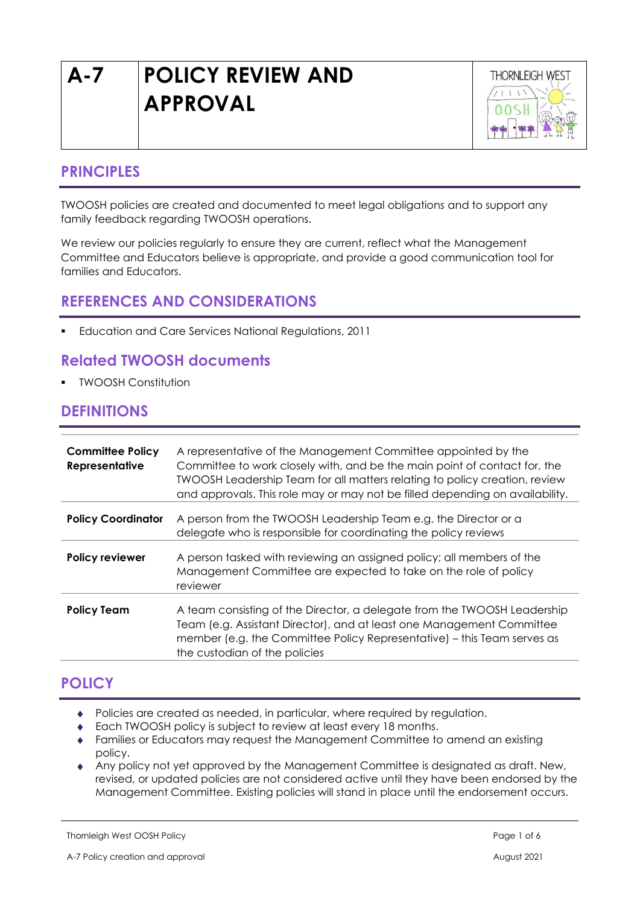# A-7 POLICY REVIEW AND APPROVAL

## PRINCIPLES

TWOOSH policies are created and documented to meet legal obligations and to support any family feedback regarding TWOOSH operations.

We review our policies regularly to ensure they are current, reflect what the Management Committee and Educators believe is appropriate, and provide a good communication tool for families and Educators.

## REFERENCES AND CONSIDERATIONS

- Education and Care Services National Regulations, 2011

## Related TWOOSH documents

- TWOOSH Constitution

## DEFINITIONS

| | |
|---|---|
| **Committee Policy Representative** | A representative of the Management Committee appointed by the Committee to work closely with, and be the main point of contact for, the TWOOSH Leadership Team for all matters relating to policy creation, review and approvals. This role may or may not be filled depending on availability. |
| **Policy Coordinator** | A person from the TWOOSH Leadership Team e.g. the Director or a delegate who is responsible for coordinating the policy reviews |
| **Policy reviewer** | A person tasked with reviewing an assigned policy; all members of the Management Committee are expected to take on the role of policy reviewer |
| **Policy Team** | A team consisting of the Director, a delegate from the TWOOSH Leadership Team (e.g. Assistant Director), and at least one Management Committee member (e.g. the Committee Policy Representative) – this Team serves as the custodian of the policies |

## POLICY

- Policies are created as needed, in particular, where required by regulation.
- Each TWOOSH policy is subject to review at least every 18 months.
- Families or Educators may request the Management Committee to amend an existing policy.
- Any policy not yet approved by the Management Committee is designated as draft. New, revised, or updated policies are not considered active until they have been endorsed by the Management Committee. Existing policies will stand in place until the endorsement occurs.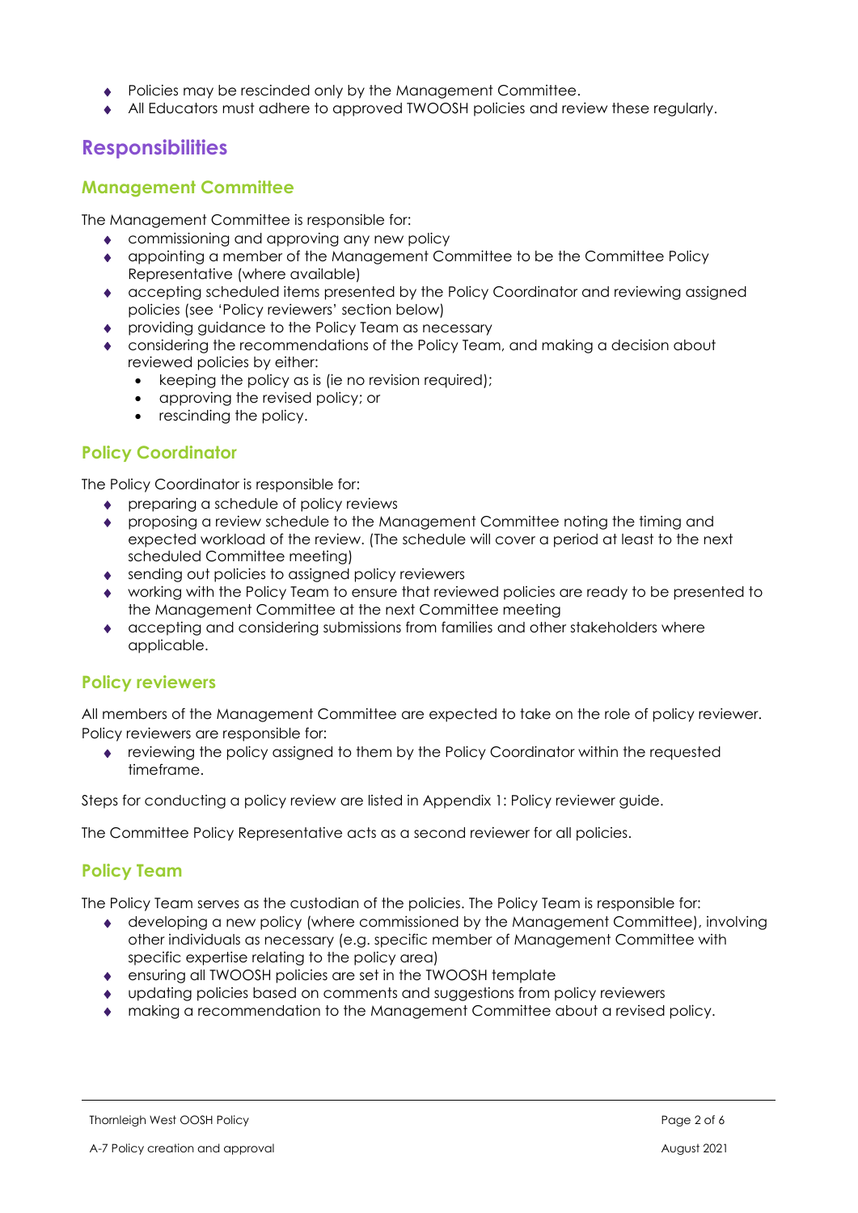- Policies may be rescinded only by the Management Committee.
- All Educators must adhere to approved TWOOSH policies and review these regularly.

## Responsibilities

### Management Committee

The Management Committee is responsible for:

- commissioning and approving any new policy
- appointing a member of the Management Committee to be the Committee Policy Representative (where available)
- accepting scheduled items presented by the Policy Coordinator and reviewing assigned policies (see 'Policy reviewers' section below)
- providing guidance to the Policy Team as necessary
- considering the recommendations of the Policy Team, and making a decision about reviewed policies by either:
  - keeping the policy as is (ie no revision required);
  - approving the revised policy; or
  - rescinding the policy.

### Policy Coordinator

The Policy Coordinator is responsible for:

- preparing a schedule of policy reviews
- proposing a review schedule to the Management Committee noting the timing and expected workload of the review. (The schedule will cover a period at least to the next scheduled Committee meeting)
- sending out policies to assigned policy reviewers
- working with the Policy Team to ensure that reviewed policies are ready to be presented to the Management Committee at the next Committee meeting
- accepting and considering submissions from families and other stakeholders where applicable.

### Policy reviewers

All members of the Management Committee are expected to take on the role of policy reviewer. Policy reviewers are responsible for:

- reviewing the policy assigned to them by the Policy Coordinator within the requested timeframe.

Steps for conducting a policy review are listed in Appendix 1: Policy reviewer guide.

The Committee Policy Representative acts as a second reviewer for all policies.

### Policy Team

The Policy Team serves as the custodian of the policies. The Policy Team is responsible for:

- developing a new policy (where commissioned by the Management Committee), involving other individuals as necessary (e.g. specific member of Management Committee with specific expertise relating to the policy area)
- ensuring all TWOOSH policies are set in the TWOOSH template
- updating policies based on comments and suggestions from policy reviewers
- making a recommendation to the Management Committee about a revised policy.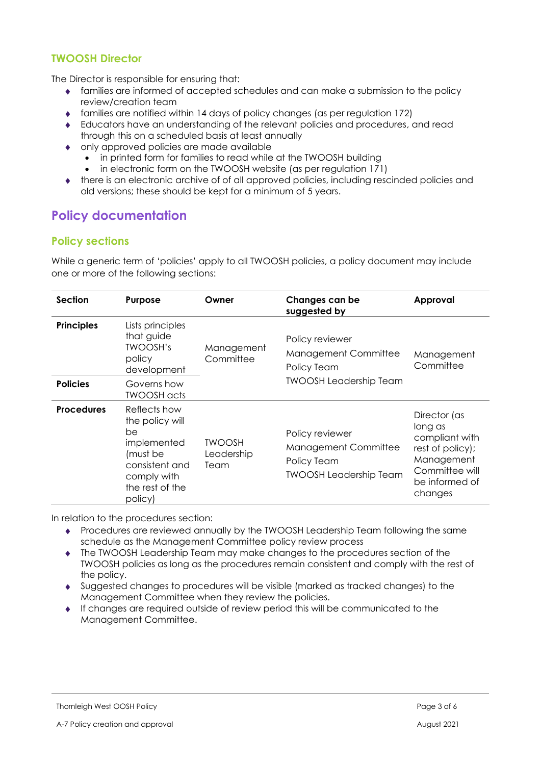### TWOOSH Director

The Director is responsible for ensuring that:

- families are informed of accepted schedules and can make a submission to the policy review/creation team
- families are notified within 14 days of policy changes (as per regulation 172)
- Educators have an understanding of the relevant policies and procedures, and read through this on a scheduled basis at least annually
- only approved policies are made available
  - in printed form for families to read while at the TWOOSH building
  - in electronic form on the TWOOSH website (as per regulation 171)
- there is an electronic archive of of all approved policies, including rescinded policies and old versions; these should be kept for a minimum of 5 years.

## Policy documentation

### Policy sections

While a generic term of 'policies' apply to all TWOOSH policies, a policy document may include one or more of the following sections:

| Section | Purpose | Owner | Changes can be suggested by | Approval |
|---|---|---|---|---|
| **Principles** | Lists principles that guide TWOOSH's policy development | Management Committee | Policy reviewer<br>Management Committee<br>Policy Team<br>TWOOSH Leadership Team | Management Committee |
| **Policies** | Governs how TWOOSH acts | | | |
| **Procedures** | Reflects how the policy will be implemented (must be consistent and comply with the rest of the policy) | TWOOSH Leadership Team | Policy reviewer<br>Management Committee<br>Policy Team<br>TWOOSH Leadership Team | Director (as long as compliant with rest of policy); Management Committee will be informed of changes |

In relation to the procedures section:

- Procedures are reviewed annually by the TWOOSH Leadership Team following the same schedule as the Management Committee policy review process
- The TWOOSH Leadership Team may make changes to the procedures section of the TWOOSH policies as long as the procedures remain consistent and comply with the rest of the policy.
- Suggested changes to procedures will be visible (marked as tracked changes) to the Management Committee when they review the policies.
- If changes are required outside of review period this will be communicated to the Management Committee.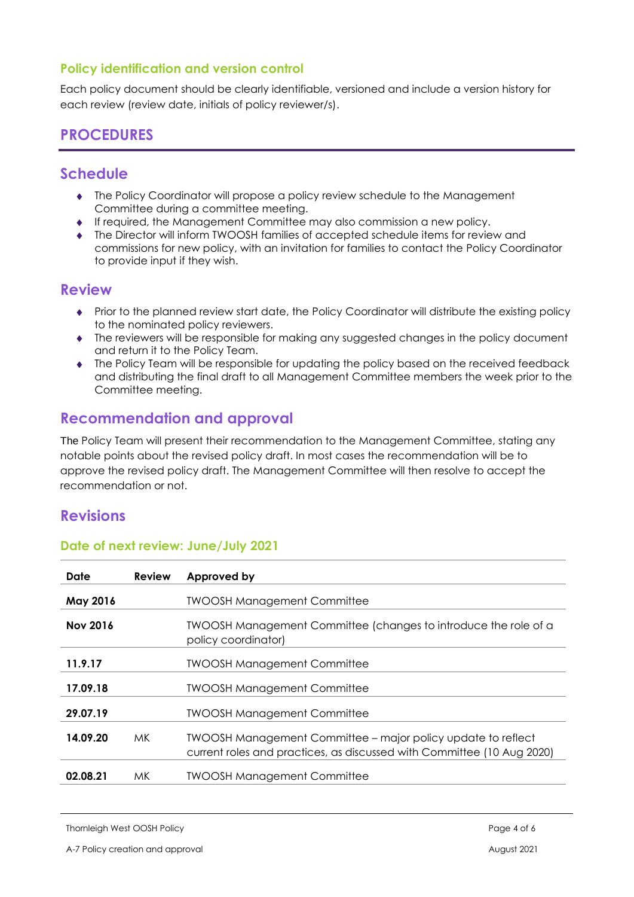### Policy identification and version control

Each policy document should be clearly identifiable, versioned and include a version history for each review (review date, initials of policy reviewer/s).

## PROCEDURES

### Schedule

- The Policy Coordinator will propose a policy review schedule to the Management Committee during a committee meeting.
- If required, the Management Committee may also commission a new policy.
- The Director will inform TWOOSH families of accepted schedule items for review and commissions for new policy, with an invitation for families to contact the Policy Coordinator to provide input if they wish.

### Review

- Prior to the planned review start date, the Policy Coordinator will distribute the existing policy to the nominated policy reviewers.
- The reviewers will be responsible for making any suggested changes in the policy document and return it to the Policy Team.
- The Policy Team will be responsible for updating the policy based on the received feedback and distributing the final draft to all Management Committee members the week prior to the Committee meeting.

### Recommendation and approval

The Policy Team will present their recommendation to the Management Committee, stating any notable points about the revised policy draft. In most cases the recommendation will be to approve the revised policy draft. The Management Committee will then resolve to accept the recommendation or not.

### Revisions

#### Date of next review: June/July 2021

| Date | Review | Approved by |
|---|---|---|
| **May 2016** | | TWOOSH Management Committee |
| **Nov 2016** | | TWOOSH Management Committee (changes to introduce the role of a policy coordinator) |
| **11.9.17** | | TWOOSH Management Committee |
| **17.09.18** | | TWOOSH Management Committee |
| **29.07.19** | | TWOOSH Management Committee |
| **14.09.20** | MK | TWOOSH Management Committee – major policy update to reflect current roles and practices, as discussed with Committee (10 Aug 2020) |
| **02.08.21** | MK | TWOOSH Management Committee |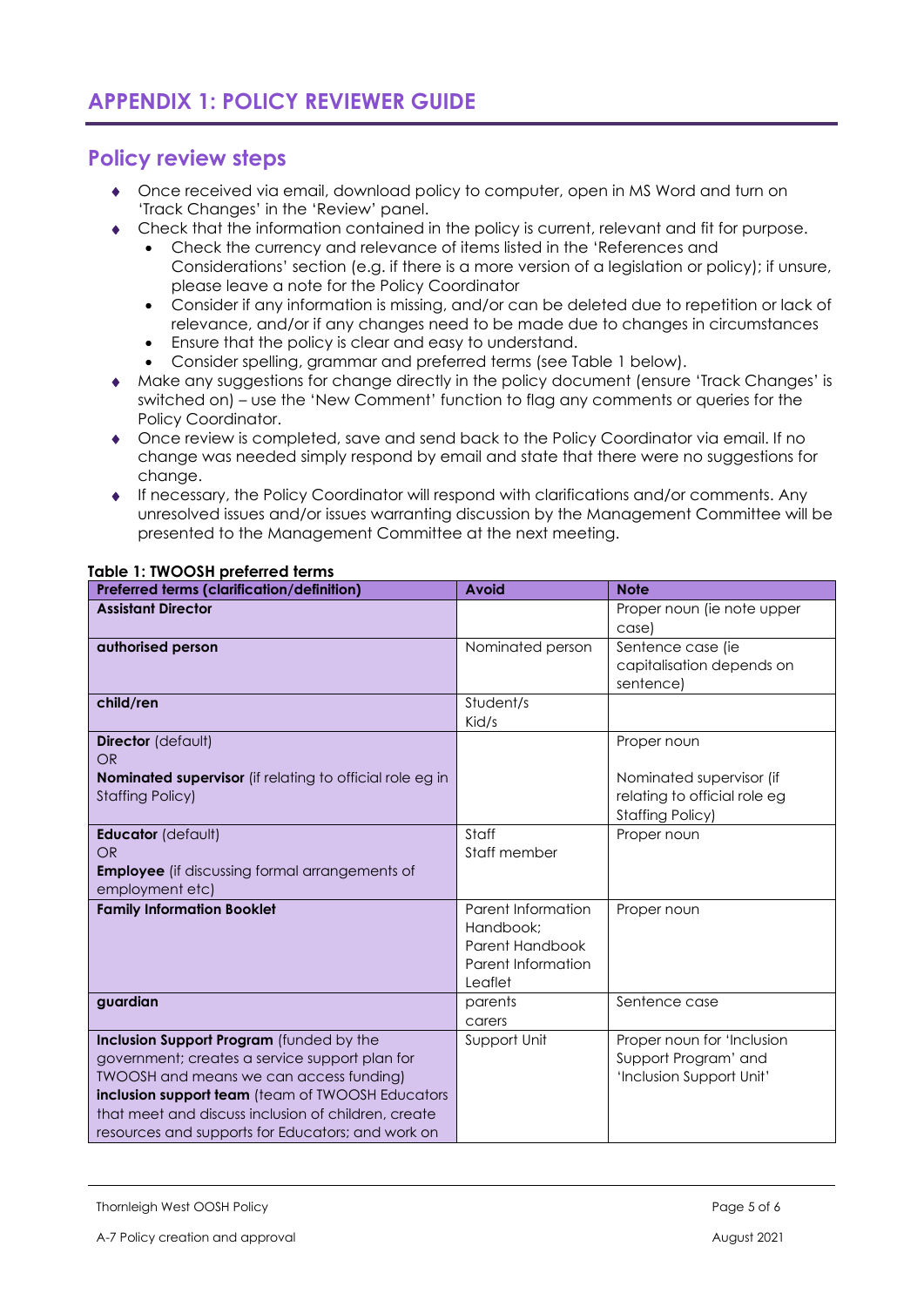# APPENDIX 1: POLICY REVIEWER GUIDE

## Policy review steps

- Once received via email, download policy to computer, open in MS Word and turn on 'Track Changes' in the 'Review' panel.
- Check that the information contained in the policy is current, relevant and fit for purpose.
  - Check the currency and relevance of items listed in the 'References and Considerations' section (e.g. if there is a more version of a legislation or policy); if unsure, please leave a note for the Policy Coordinator
  - Consider if any information is missing, and/or can be deleted due to repetition or lack of relevance, and/or if any changes need to be made due to changes in circumstances
  - Ensure that the policy is clear and easy to understand.
  - Consider spelling, grammar and preferred terms (see Table 1 below).
- Make any suggestions for change directly in the policy document (ensure 'Track Changes' is switched on) – use the 'New Comment' function to flag any comments or queries for the Policy Coordinator.
- Once review is completed, save and send back to the Policy Coordinator via email. If no change was needed simply respond by email and state that there were no suggestions for change.
- If necessary, the Policy Coordinator will respond with clarifications and/or comments. Any unresolved issues and/or issues warranting discussion by the Management Committee will be presented to the Management Committee at the next meeting.

**Table 1: TWOOSH preferred terms**

| Preferred terms (clarification/definition) | Avoid | Note |
|---|---|---|
| **Assistant Director** | | Proper noun (ie note upper case) |
| **authorised person** | Nominated person | Sentence case (ie capitalisation depends on sentence) |
| **child/ren** | Student/s<br>Kid/s | |
| **Director** (default)<br>OR<br>**Nominated supervisor** (if relating to official role eg in Staffing Policy) | | Proper noun<br><br>Nominated supervisor (if relating to official role eg Staffing Policy) |
| **Educator** (default)<br>OR<br>**Employee** (if discussing formal arrangements of employment etc) | Staff<br>Staff member | Proper noun |
| **Family Information Booklet** | Parent Information Handbook;<br>Parent Handbook<br>Parent Information Leaflet | Proper noun |
| **guardian** | parents<br>carers | Sentence case |
| **Inclusion Support Program** (funded by the government; creates a service support plan for TWOOSH and means we can access funding)<br>**inclusion support team** (team of TWOOSH Educators that meet and discuss inclusion of children, create resources and supports for Educators; and work on | Support Unit | Proper noun for 'Inclusion Support Program' and 'Inclusion Support Unit' |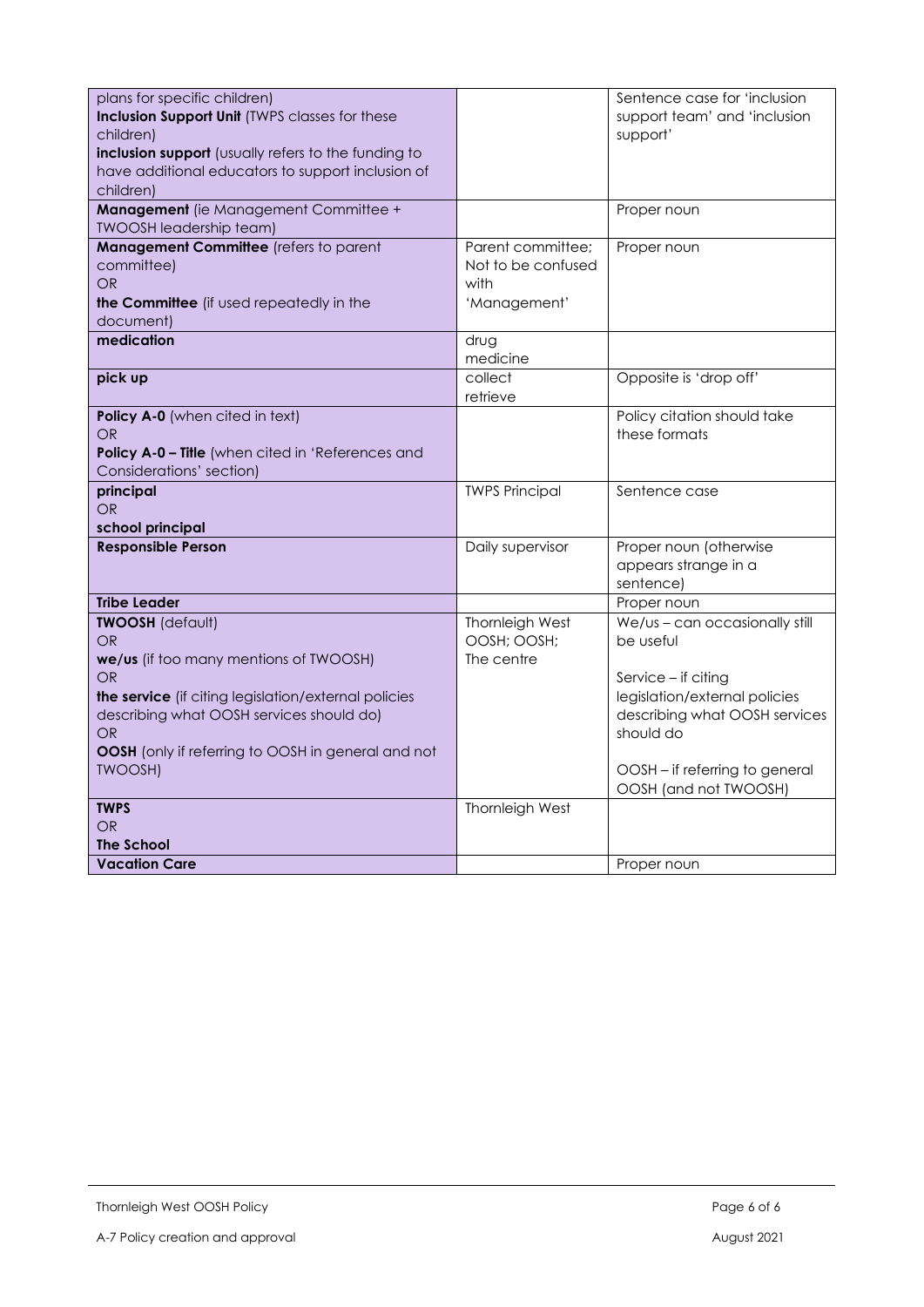| | | |
|---|---|---|
| plans for specific children)<br>**Inclusion Support Unit** (TWPS classes for these children)<br>**inclusion support** (usually refers to the funding to have additional educators to support inclusion of children) | | Sentence case for 'inclusion support team' and 'inclusion support' |
| **Management** (ie Management Committee + TWOOSH leadership team) | | Proper noun |
| **Management Committee** (refers to parent committee)<br>OR<br>**the Committee** (if used repeatedly in the document) | Parent committee; Not to be confused with 'Management' | Proper noun |
| **medication** | drug<br>medicine | |
| **pick up** | collect<br>retrieve | Opposite is 'drop off' |
| **Policy A-0** (when cited in text)<br>OR<br>**Policy A-0 – Title** (when cited in 'References and Considerations' section) | | Policy citation should take these formats |
| **principal**<br>OR<br>**school principal** | TWPS Principal | Sentence case |
| **Responsible Person** | Daily supervisor | Proper noun (otherwise appears strange in a sentence) |
| **Tribe Leader** | | Proper noun |
| **TWOOSH** (default)<br>OR<br>**we/us** (if too many mentions of TWOOSH)<br>OR<br>**the service** (if citing legislation/external policies describing what OOSH services should do)<br>OR<br>**OOSH** (only if referring to OOSH in general and not TWOOSH) | Thornleigh West OOSH; OOSH; The centre | We/us – can occasionally still be useful<br><br>Service – if citing legislation/external policies describing what OOSH services should do<br><br>OOSH – if referring to general OOSH (and not TWOOSH) |
| **TWPS**<br>OR<br>**The School** | Thornleigh West | |
| **Vacation Care** | | Proper noun |